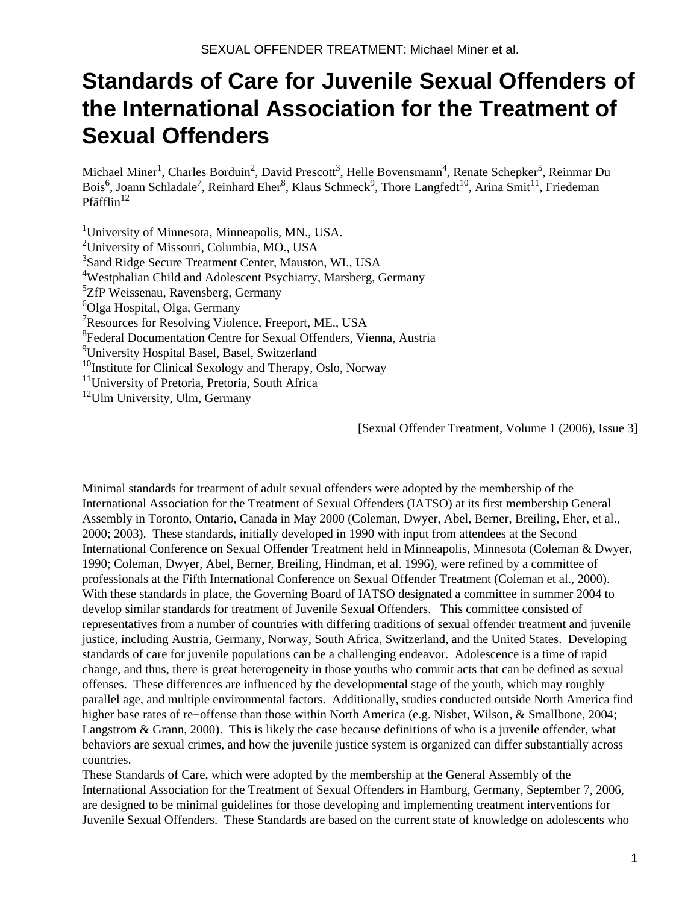# Standards of Care for Juvenile Sexual Offenders of the International Association for the Treatment of Sexual Offenders

Michael Miner[1], Charles Borduin[2], David Prescott[3], Helle Bovensmann[4], Renate Schepker[5], Reinmar Du Bois[6], Joann Schladale[7], Reinhard Eher[8], Klaus Schmeck[9], Thore Langfedt[10], Arina Smit[11], Friedeman Pfäfflin[12]

[1]University of Minnesota, Minneapolis, MN., USA.
[2]University of Missouri, Columbia, MO., USA
[3]Sand Ridge Secure Treatment Center, Mauston, WI., USA
[4]Westphalian Child and Adolescent Psychiatry, Marsberg, Germany
[5]ZfP Weissenau, Ravensberg, Germany
[6]Olga Hospital, Olga, Germany
[7]Resources for Resolving Violence, Freeport, ME., USA
[8]Federal Documentation Centre for Sexual Offenders, Vienna, Austria
[9]University Hospital Basel, Basel, Switzerland
[10]Institute for Clinical Sexology and Therapy, Oslo, Norway
[11]University of Pretoria, Pretoria, South Africa
[12]Ulm University, Ulm, Germany

[Sexual Offender Treatment, Volume 1 (2006), Issue 3]

Minimal standards for treatment of adult sexual offenders were adopted by the membership of the International Association for the Treatment of Sexual Offenders (IATSO) at its first membership General Assembly in Toronto, Ontario, Canada in May 2000 (Coleman, Dwyer, Abel, Berner, Breiling, Eher, et al., 2000; 2003). These standards, initially developed in 1990 with input from attendees at the Second International Conference on Sexual Offender Treatment held in Minneapolis, Minnesota (Coleman & Dwyer, 1990; Coleman, Dwyer, Abel, Berner, Breiling, Hindman, et al. 1996), were refined by a committee of professionals at the Fifth International Conference on Sexual Offender Treatment (Coleman et al., 2000). With these standards in place, the Governing Board of IATSO designated a committee in summer 2004 to develop similar standards for treatment of Juvenile Sexual Offenders. This committee consisted of representatives from a number of countries with differing traditions of sexual offender treatment and juvenile justice, including Austria, Germany, Norway, South Africa, Switzerland, and the United States. Developing standards of care for juvenile populations can be a challenging endeavor. Adolescence is a time of rapid change, and thus, there is great heterogeneity in those youths who commit acts that can be defined as sexual offenses. These differences are influenced by the developmental stage of the youth, which may roughly parallel age, and multiple environmental factors. Additionally, studies conducted outside North America find higher base rates of re−offense than those within North America (e.g. Nisbet, Wilson, & Smallbone, 2004; Langstrom & Grann, 2000). This is likely the case because definitions of who is a juvenile offender, what behaviors are sexual crimes, and how the juvenile justice system is organized can differ substantially across countries.

These Standards of Care, which were adopted by the membership at the General Assembly of the International Association for the Treatment of Sexual Offenders in Hamburg, Germany, September 7, 2006, are designed to be minimal guidelines for those developing and implementing treatment interventions for Juvenile Sexual Offenders. These Standards are based on the current state of knowledge on adolescents who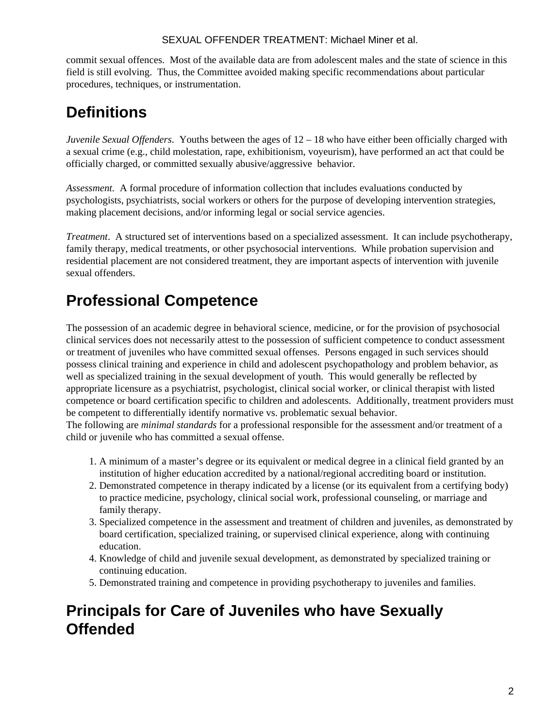commit sexual offences. Most of the available data are from adolescent males and the state of science in this field is still evolving. Thus, the Committee avoided making specific recommendations about particular procedures, techniques, or instrumentation.

# Definitions

*Juvenile Sexual Offenders*. Youths between the ages of 12 – 18 who have either been officially charged with a sexual crime (e.g., child molestation, rape, exhibitionism, voyeurism), have performed an act that could be officially charged, or committed sexually abusive/aggressive behavior.

*Assessment*. A formal procedure of information collection that includes evaluations conducted by psychologists, psychiatrists, social workers or others for the purpose of developing intervention strategies, making placement decisions, and/or informing legal or social service agencies.

*Treatment*. A structured set of interventions based on a specialized assessment. It can include psychotherapy, family therapy, medical treatments, or other psychosocial interventions. While probation supervision and residential placement are not considered treatment, they are important aspects of intervention with juvenile sexual offenders.

# Professional Competence

The possession of an academic degree in behavioral science, medicine, or for the provision of psychosocial clinical services does not necessarily attest to the possession of sufficient competence to conduct assessment or treatment of juveniles who have committed sexual offenses. Persons engaged in such services should possess clinical training and experience in child and adolescent psychopathology and problem behavior, as well as specialized training in the sexual development of youth. This would generally be reflected by appropriate licensure as a psychiatrist, psychologist, clinical social worker, or clinical therapist with listed competence or board certification specific to children and adolescents. Additionally, treatment providers must be competent to differentially identify normative vs. problematic sexual behavior.
The following are *minimal standards* for a professional responsible for the assessment and/or treatment of a child or juvenile who has committed a sexual offense.

1. A minimum of a master's degree or its equivalent or medical degree in a clinical field granted by an institution of higher education accredited by a national/regional accrediting board or institution.
2. Demonstrated competence in therapy indicated by a license (or its equivalent from a certifying body) to practice medicine, psychology, clinical social work, professional counseling, or marriage and family therapy.
3. Specialized competence in the assessment and treatment of children and juveniles, as demonstrated by board certification, specialized training, or supervised clinical experience, along with continuing education.
4. Knowledge of child and juvenile sexual development, as demonstrated by specialized training or continuing education.
5. Demonstrated training and competence in providing psychotherapy to juveniles and families.

# Principals for Care of Juveniles who have Sexually Offended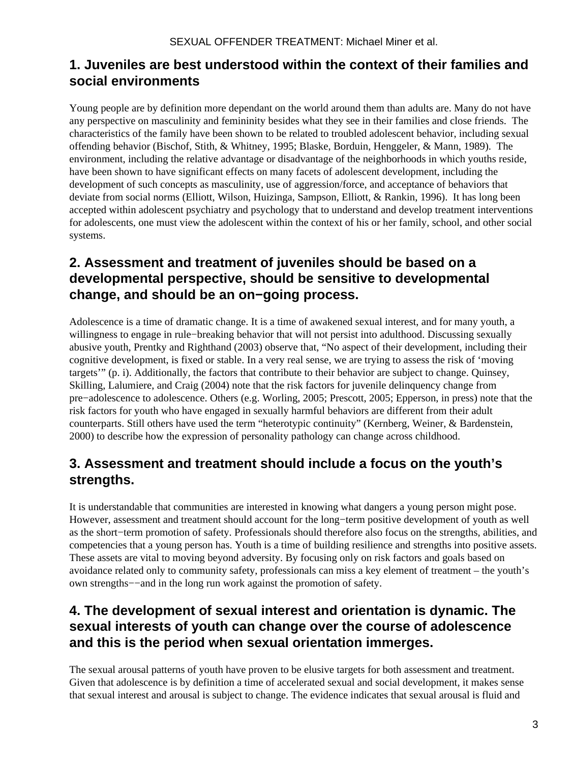## 1. Juveniles are best understood within the context of their families and social environments

Young people are by definition more dependant on the world around them than adults are. Many do not have any perspective on masculinity and femininity besides what they see in their families and close friends. The characteristics of the family have been shown to be related to troubled adolescent behavior, including sexual offending behavior (Bischof, Stith, & Whitney, 1995; Blaske, Borduin, Henggeler, & Mann, 1989). The environment, including the relative advantage or disadvantage of the neighborhoods in which youths reside, have been shown to have significant effects on many facets of adolescent development, including the development of such concepts as masculinity, use of aggression/force, and acceptance of behaviors that deviate from social norms (Elliott, Wilson, Huizinga, Sampson, Elliott, & Rankin, 1996). It has long been accepted within adolescent psychiatry and psychology that to understand and develop treatment interventions for adolescents, one must view the adolescent within the context of his or her family, school, and other social systems.

## 2. Assessment and treatment of juveniles should be based on a developmental perspective, should be sensitive to developmental change, and should be an on−going process.

Adolescence is a time of dramatic change. It is a time of awakened sexual interest, and for many youth, a willingness to engage in rule−breaking behavior that will not persist into adulthood. Discussing sexually abusive youth, Prentky and Righthand (2003) observe that, "No aspect of their development, including their cognitive development, is fixed or stable. In a very real sense, we are trying to assess the risk of 'moving targets'" (p. i). Additionally, the factors that contribute to their behavior are subject to change. Quinsey, Skilling, Lalumiere, and Craig (2004) note that the risk factors for juvenile delinquency change from pre−adolescence to adolescence. Others (e.g. Worling, 2005; Prescott, 2005; Epperson, in press) note that the risk factors for youth who have engaged in sexually harmful behaviors are different from their adult counterparts. Still others have used the term "heterotypic continuity" (Kernberg, Weiner, & Bardenstein, 2000) to describe how the expression of personality pathology can change across childhood.

## 3. Assessment and treatment should include a focus on the youth's strengths.

It is understandable that communities are interested in knowing what dangers a young person might pose. However, assessment and treatment should account for the long−term positive development of youth as well as the short−term promotion of safety. Professionals should therefore also focus on the strengths, abilities, and competencies that a young person has. Youth is a time of building resilience and strengths into positive assets. These assets are vital to moving beyond adversity. By focusing only on risk factors and goals based on avoidance related only to community safety, professionals can miss a key element of treatment – the youth's own strengths−−and in the long run work against the promotion of safety.

## 4. The development of sexual interest and orientation is dynamic. The sexual interests of youth can change over the course of adolescence and this is the period when sexual orientation immerges.

The sexual arousal patterns of youth have proven to be elusive targets for both assessment and treatment. Given that adolescence is by definition a time of accelerated sexual and social development, it makes sense that sexual interest and arousal is subject to change. The evidence indicates that sexual arousal is fluid and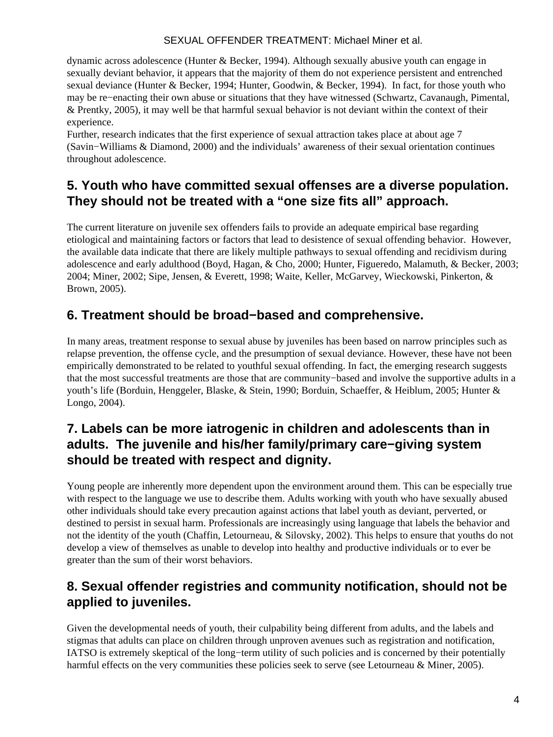dynamic across adolescence (Hunter & Becker, 1994). Although sexually abusive youth can engage in sexually deviant behavior, it appears that the majority of them do not experience persistent and entrenched sexual deviance (Hunter & Becker, 1994; Hunter, Goodwin, & Becker, 1994). In fact, for those youth who may be re−enacting their own abuse or situations that they have witnessed (Schwartz, Cavanaugh, Pimental, & Prentky, 2005), it may well be that harmful sexual behavior is not deviant within the context of their experience.

Further, research indicates that the first experience of sexual attraction takes place at about age 7 (Savin−Williams & Diamond, 2000) and the individuals' awareness of their sexual orientation continues throughout adolescence.

## 5. Youth who have committed sexual offenses are a diverse population. They should not be treated with a "one size fits all" approach.

The current literature on juvenile sex offenders fails to provide an adequate empirical base regarding etiological and maintaining factors or factors that lead to desistence of sexual offending behavior. However, the available data indicate that there are likely multiple pathways to sexual offending and recidivism during adolescence and early adulthood (Boyd, Hagan, & Cho, 2000; Hunter, Figueredo, Malamuth, & Becker, 2003; 2004; Miner, 2002; Sipe, Jensen, & Everett, 1998; Waite, Keller, McGarvey, Wieckowski, Pinkerton, & Brown, 2005).

## 6. Treatment should be broad−based and comprehensive.

In many areas, treatment response to sexual abuse by juveniles has been based on narrow principles such as relapse prevention, the offense cycle, and the presumption of sexual deviance. However, these have not been empirically demonstrated to be related to youthful sexual offending. In fact, the emerging research suggests that the most successful treatments are those that are community−based and involve the supportive adults in a youth's life (Borduin, Henggeler, Blaske, & Stein, 1990; Borduin, Schaeffer, & Heiblum, 2005; Hunter & Longo, 2004).

## 7. Labels can be more iatrogenic in children and adolescents than in adults. The juvenile and his/her family/primary care−giving system should be treated with respect and dignity.

Young people are inherently more dependent upon the environment around them. This can be especially true with respect to the language we use to describe them. Adults working with youth who have sexually abused other individuals should take every precaution against actions that label youth as deviant, perverted, or destined to persist in sexual harm. Professionals are increasingly using language that labels the behavior and not the identity of the youth (Chaffin, Letourneau, & Silovsky, 2002). This helps to ensure that youths do not develop a view of themselves as unable to develop into healthy and productive individuals or to ever be greater than the sum of their worst behaviors.

## 8. Sexual offender registries and community notification, should not be applied to juveniles.

Given the developmental needs of youth, their culpability being different from adults, and the labels and stigmas that adults can place on children through unproven avenues such as registration and notification, IATSO is extremely skeptical of the long−term utility of such policies and is concerned by their potentially harmful effects on the very communities these policies seek to serve (see Letourneau & Miner, 2005).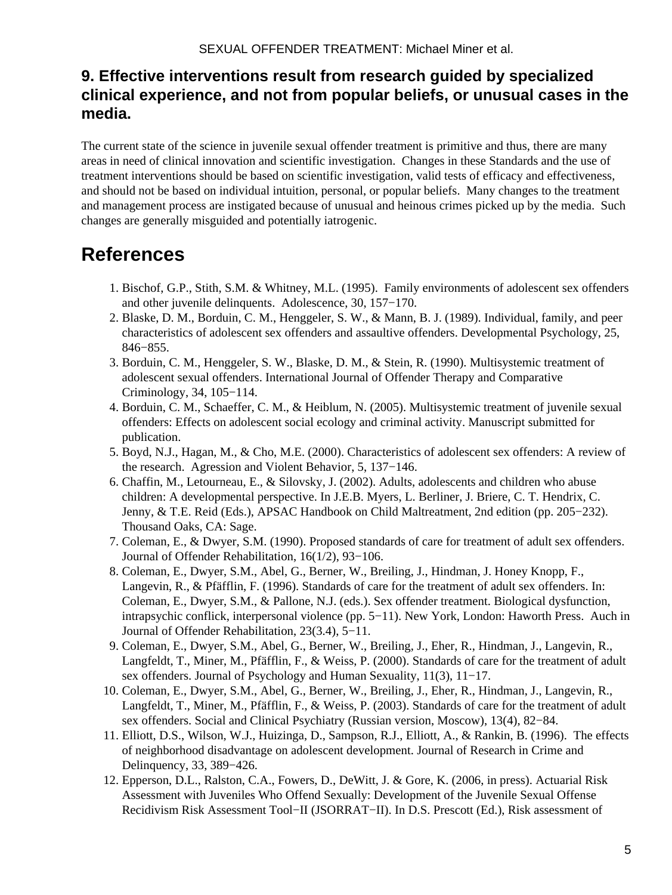## 9. Effective interventions result from research guided by specialized clinical experience, and not from popular beliefs, or unusual cases in the media.

The current state of the science in juvenile sexual offender treatment is primitive and thus, there are many areas in need of clinical innovation and scientific investigation. Changes in these Standards and the use of treatment interventions should be based on scientific investigation, valid tests of efficacy and effectiveness, and should not be based on individual intuition, personal, or popular beliefs. Many changes to the treatment and management process are instigated because of unusual and heinous crimes picked up by the media. Such changes are generally misguided and potentially iatrogenic.

# References

1. Bischof, G.P., Stith, S.M. & Whitney, M.L. (1995). Family environments of adolescent sex offenders and other juvenile delinquents. Adolescence, 30, 157−170.
2. Blaske, D. M., Borduin, C. M., Henggeler, S. W., & Mann, B. J. (1989). Individual, family, and peer characteristics of adolescent sex offenders and assaultive offenders. Developmental Psychology, 25, 846−855.
3. Borduin, C. M., Henggeler, S. W., Blaske, D. M., & Stein, R. (1990). Multisystemic treatment of adolescent sexual offenders. International Journal of Offender Therapy and Comparative Criminology, 34, 105−114.
4. Borduin, C. M., Schaeffer, C. M., & Heiblum, N. (2005). Multisystemic treatment of juvenile sexual offenders: Effects on adolescent social ecology and criminal activity. Manuscript submitted for publication.
5. Boyd, N.J., Hagan, M., & Cho, M.E. (2000). Characteristics of adolescent sex offenders: A review of the research. Agression and Violent Behavior, 5, 137−146.
6. Chaffin, M., Letourneau, E., & Silovsky, J. (2002). Adults, adolescents and children who abuse children: A developmental perspective. In J.E.B. Myers, L. Berliner, J. Briere, C. T. Hendrix, C. Jenny, & T.E. Reid (Eds.), APSAC Handbook on Child Maltreatment, 2nd edition (pp. 205−232). Thousand Oaks, CA: Sage.
7. Coleman, E., & Dwyer, S.M. (1990). Proposed standards of care for treatment of adult sex offenders. Journal of Offender Rehabilitation, 16(1/2), 93−106.
8. Coleman, E., Dwyer, S.M., Abel, G., Berner, W., Breiling, J., Hindman, J. Honey Knopp, F., Langevin, R., & Pfäfflin, F. (1996). Standards of care for the treatment of adult sex offenders. In: Coleman, E., Dwyer, S.M., & Pallone, N.J. (eds.). Sex offender treatment. Biological dysfunction, intrapsychic conflick, interpersonal violence (pp. 5−11). New York, London: Haworth Press. Auch in Journal of Offender Rehabilitation, 23(3.4), 5−11.
9. Coleman, E., Dwyer, S.M., Abel, G., Berner, W., Breiling, J., Eher, R., Hindman, J., Langevin, R., Langfeldt, T., Miner, M., Pfäfflin, F., & Weiss, P. (2000). Standards of care for the treatment of adult sex offenders. Journal of Psychology and Human Sexuality, 11(3), 11−17.
10. Coleman, E., Dwyer, S.M., Abel, G., Berner, W., Breiling, J., Eher, R., Hindman, J., Langevin, R., Langfeldt, T., Miner, M., Pfäfflin, F., & Weiss, P. (2003). Standards of care for the treatment of adult sex offenders. Social and Clinical Psychiatry (Russian version, Moscow), 13(4), 82−84.
11. Elliott, D.S., Wilson, W.J., Huizinga, D., Sampson, R.J., Elliott, A., & Rankin, B. (1996). The effects of neighborhood disadvantage on adolescent development. Journal of Research in Crime and Delinquency, 33, 389−426.
12. Epperson, D.L., Ralston, C.A., Fowers, D., DeWitt, J. & Gore, K. (2006, in press). Actuarial Risk Assessment with Juveniles Who Offend Sexually: Development of the Juvenile Sexual Offense Recidivism Risk Assessment Tool−II (JSORRAT−II). In D.S. Prescott (Ed.), Risk assessment of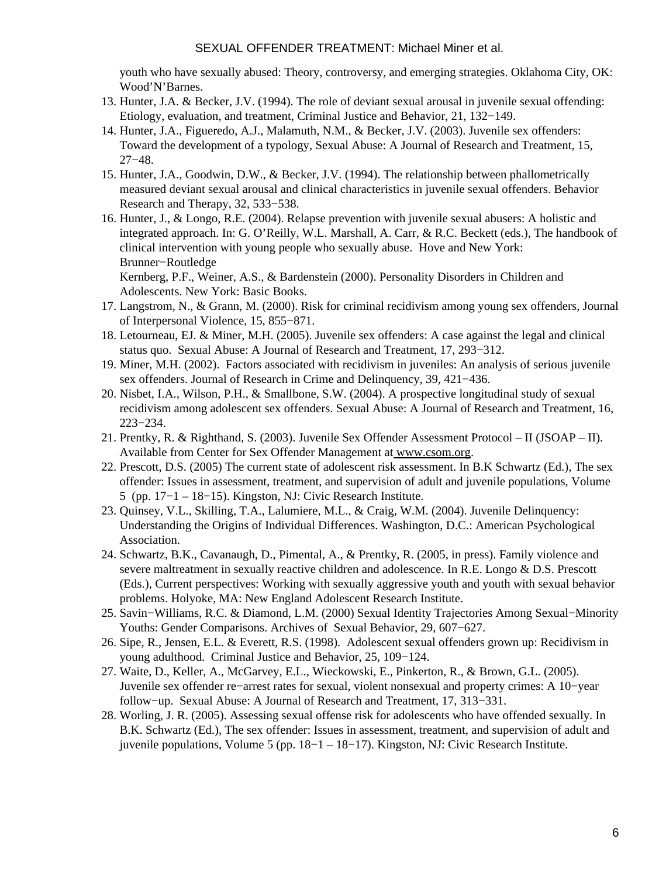youth who have sexually abused: Theory, controversy, and emerging strategies. Oklahoma City, OK: Wood'N'Barnes.

13. Hunter, J.A. & Becker, J.V. (1994). The role of deviant sexual arousal in juvenile sexual offending: Etiology, evaluation, and treatment, Criminal Justice and Behavior, 21, 132−149.
14. Hunter, J.A., Figueredo, A.J., Malamuth, N.M., & Becker, J.V. (2003). Juvenile sex offenders: Toward the development of a typology, Sexual Abuse: A Journal of Research and Treatment, 15, 27−48.
15. Hunter, J.A., Goodwin, D.W., & Becker, J.V. (1994). The relationship between phallometrically measured deviant sexual arousal and clinical characteristics in juvenile sexual offenders. Behavior Research and Therapy, 32, 533−538.
16. Hunter, J., & Longo, R.E. (2004). Relapse prevention with juvenile sexual abusers: A holistic and integrated approach. In: G. O'Reilly, W.L. Marshall, A. Carr, & R.C. Beckett (eds.), The handbook of clinical intervention with young people who sexually abuse. Hove and New York: Brunner−Routledge

    Kernberg, P.F., Weiner, A.S., & Bardenstein (2000). Personality Disorders in Children and Adolescents. New York: Basic Books.
17. Langstrom, N., & Grann, M. (2000). Risk for criminal recidivism among young sex offenders, Journal of Interpersonal Violence, 15, 855−871.
18. Letourneau, EJ. & Miner, M.H. (2005). Juvenile sex offenders: A case against the legal and clinical status quo. Sexual Abuse: A Journal of Research and Treatment, 17, 293−312.
19. Miner, M.H. (2002). Factors associated with recidivism in juveniles: An analysis of serious juvenile sex offenders. Journal of Research in Crime and Delinquency, 39, 421−436.
20. Nisbet, I.A., Wilson, P.H., & Smallbone, S.W. (2004). A prospective longitudinal study of sexual recidivism among adolescent sex offenders. Sexual Abuse: A Journal of Research and Treatment, 16, 223−234.
21. Prentky, R. & Righthand, S. (2003). Juvenile Sex Offender Assessment Protocol – II (JSOAP – II). Available from Center for Sex Offender Management at www.csom.org.
22. Prescott, D.S. (2005) The current state of adolescent risk assessment. In B.K Schwartz (Ed.), The sex offender: Issues in assessment, treatment, and supervision of adult and juvenile populations, Volume 5 (pp. 17−1 – 18−15). Kingston, NJ: Civic Research Institute.
23. Quinsey, V.L., Skilling, T.A., Lalumiere, M.L., & Craig, W.M. (2004). Juvenile Delinquency: Understanding the Origins of Individual Differences. Washington, D.C.: American Psychological Association.
24. Schwartz, B.K., Cavanaugh, D., Pimental, A., & Prentky, R. (2005, in press). Family violence and severe maltreatment in sexually reactive children and adolescence. In R.E. Longo & D.S. Prescott (Eds.), Current perspectives: Working with sexually aggressive youth and youth with sexual behavior problems. Holyoke, MA: New England Adolescent Research Institute.
25. Savin−Williams, R.C. & Diamond, L.M. (2000) Sexual Identity Trajectories Among Sexual−Minority Youths: Gender Comparisons. Archives of Sexual Behavior, 29, 607−627.
26. Sipe, R., Jensen, E.L. & Everett, R.S. (1998). Adolescent sexual offenders grown up: Recidivism in young adulthood. Criminal Justice and Behavior, 25, 109−124.
27. Waite, D., Keller, A., McGarvey, E.L., Wieckowski, E., Pinkerton, R., & Brown, G.L. (2005). Juvenile sex offender re−arrest rates for sexual, violent nonsexual and property crimes: A 10−year follow−up. Sexual Abuse: A Journal of Research and Treatment, 17, 313−331.
28. Worling, J. R. (2005). Assessing sexual offense risk for adolescents who have offended sexually. In B.K. Schwartz (Ed.), The sex offender: Issues in assessment, treatment, and supervision of adult and juvenile populations, Volume 5 (pp. 18−1 – 18−17). Kingston, NJ: Civic Research Institute.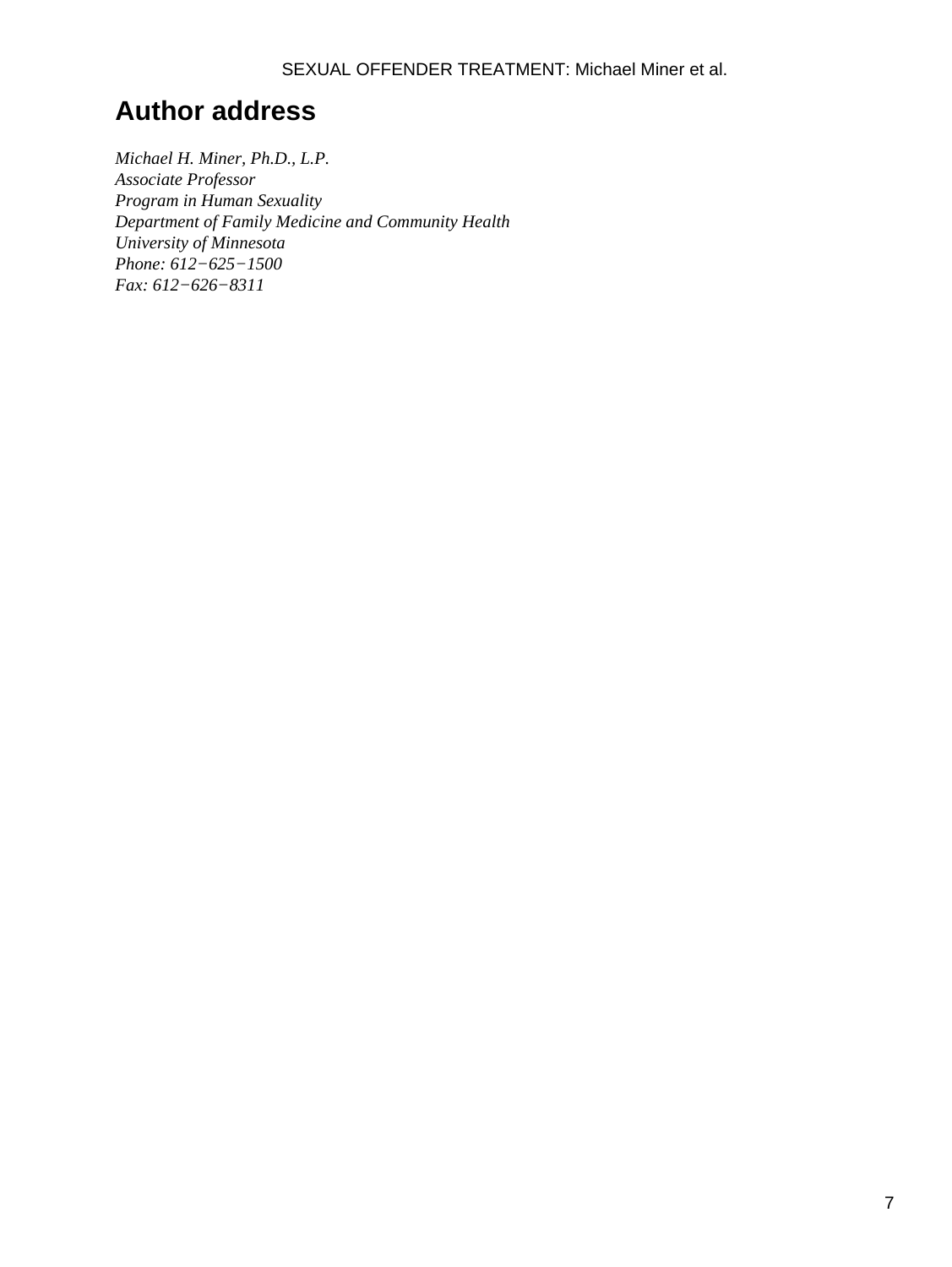## Author address

*Michael H. Miner, Ph.D., L.P.*
*Associate Professor*
*Program in Human Sexuality*
*Department of Family Medicine and Community Health*
*University of Minnesota*
*Phone: 612−625−1500*
*Fax: 612−626−8311*